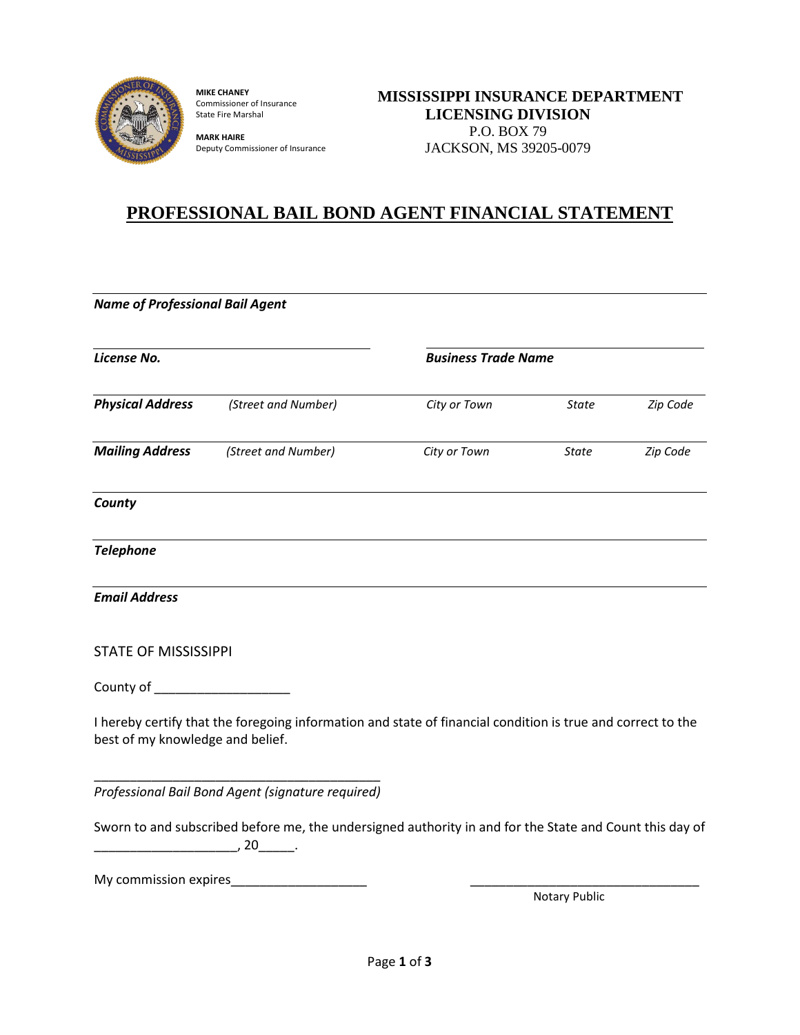**MIKE CHANEY**
Commissioner of Insurance
State Fire Marshal

**MARK HAIRE**
Deputy Commissioner of Insurance

**MISSISSIPPI INSURANCE DEPARTMENT**
**LICENSING DIVISION**
P.O. BOX 79
JACKSON, MS 39205-0079

# PROFESSIONAL BAIL BOND AGENT FINANCIAL STATEMENT

______________________________________________
***Name of Professional Bail Agent***

______________________________ ______________________________
***License No.*** ***Business Trade Name***

______________________________________________
***Physical Address*** *(Street and Number)* *City or Town* *State* *Zip Code*

______________________________________________
***Mailing Address*** *(Street and Number)* *City or Town* *State* *Zip Code*

______________________________________________
***County***

______________________________________________
***Telephone***

______________________________________________
***Email Address***

STATE OF MISSISSIPPI

County of ___________________

I hereby certify that the foregoing information and state of financial condition is true and correct to the best of my knowledge and belief.

_______________________________________
*Professional Bail Bond Agent (signature required)*

Sworn to and subscribed before me, the undersigned authority in and for the State and Count this day of ____________________, 20_____.

My commission expires___________________ _______________________________
Notary Public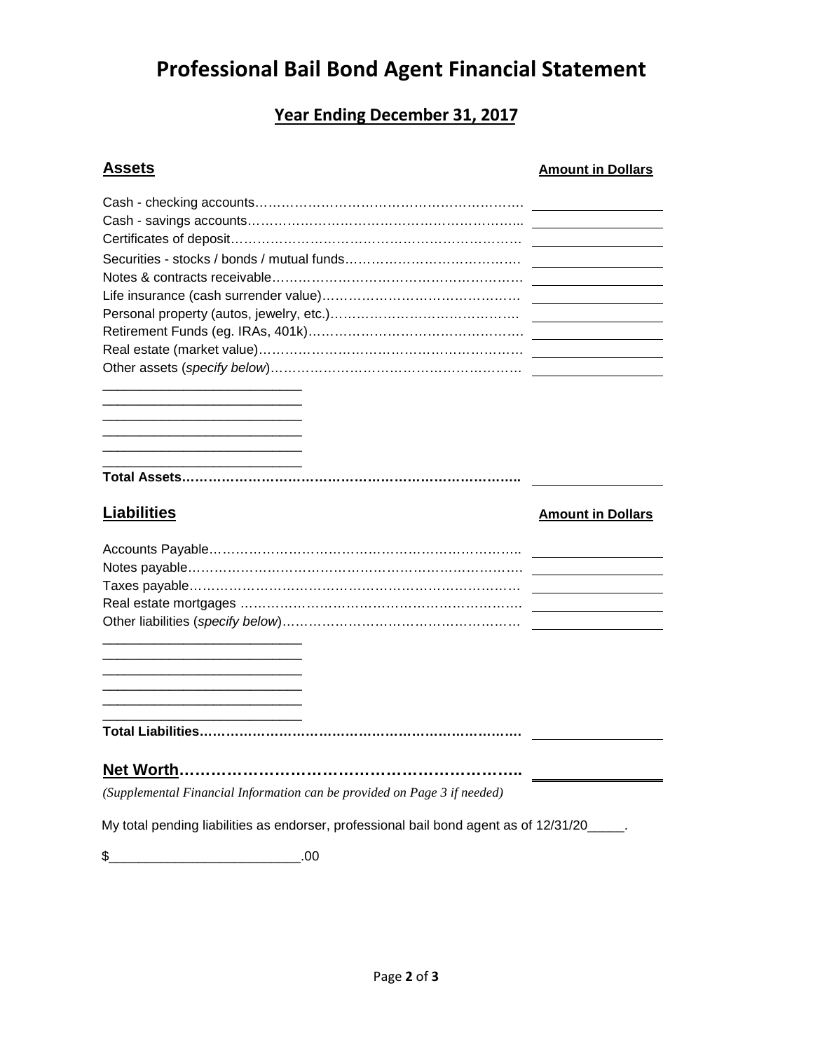# Professional Bail Bond Agent Financial Statement

## Year Ending December 31, 2017

| **Assets** | **Amount in Dollars** |
|---|---|
| Cash - checking accounts | |
| Cash - savings accounts | |
| Certificates of deposit | |
| Securities - stocks / bonds / mutual funds | |
| Notes & contracts receivable | |
| Life insurance (cash surrender value) | |
| Personal property (autos, jewelry, etc.) | |
| Retirement Funds (eg. IRAs, 401k) | |
| Real estate (market value) | |
| Other assets (*specify below*) | |
| ___________________________ | |
| ___________________________ | |
| ___________________________ | |
| ___________________________ | |
| ___________________________ | |
| ___________________________ | |
| **Total Assets** | |

| **Liabilities** | **Amount in Dollars** |
|---|---|
| Accounts Payable | |
| Notes payable | |
| Taxes payable | |
| Real estate mortgages | |
| Other liabilities (*specify below*) | |
| ___________________________ | |
| ___________________________ | |
| ___________________________ | |
| ___________________________ | |
| ___________________________ | |
| ___________________________ | |
| **Total Liabilities** | |
| **Net Worth** | |

*(Supplemental Financial Information can be provided on Page 3 if needed)*

My total pending liabilities as endorser, professional bail bond agent as of 12/31/20_____.

$_________________________.00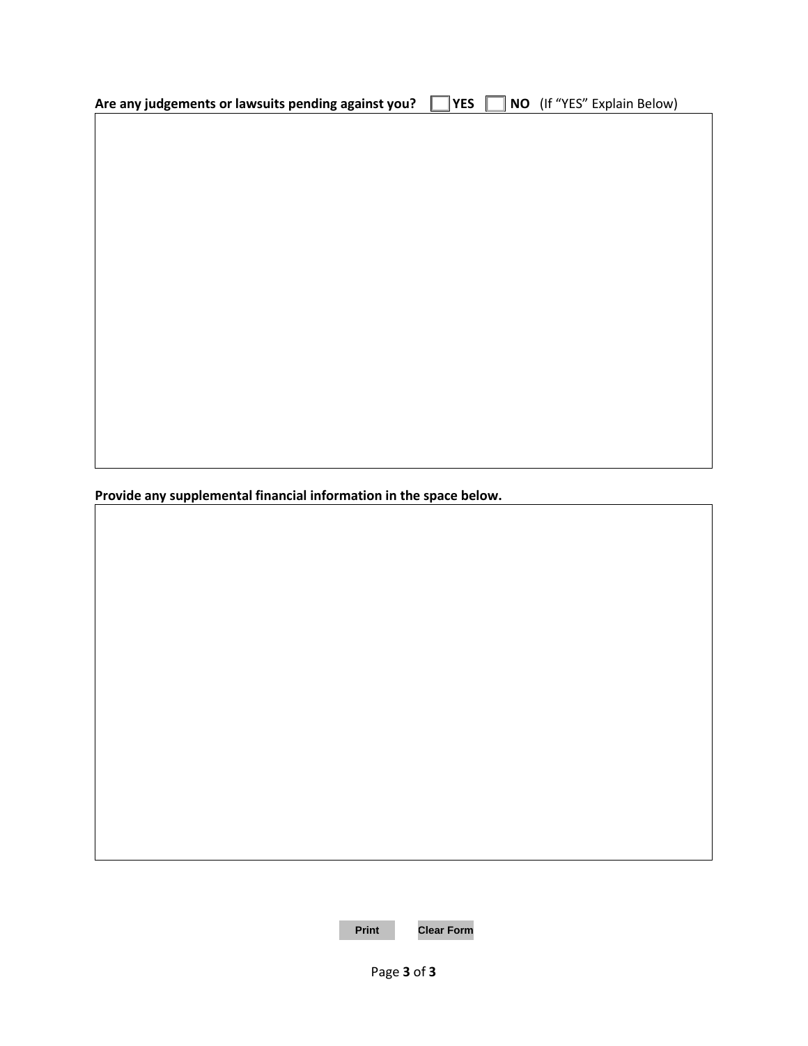**Are any judgements or lawsuits pending against you?** ☐ **YES** ☐ **NO** (If "YES" Explain Below)

**Provide any supplemental financial information in the space below.**

Print Clear Form